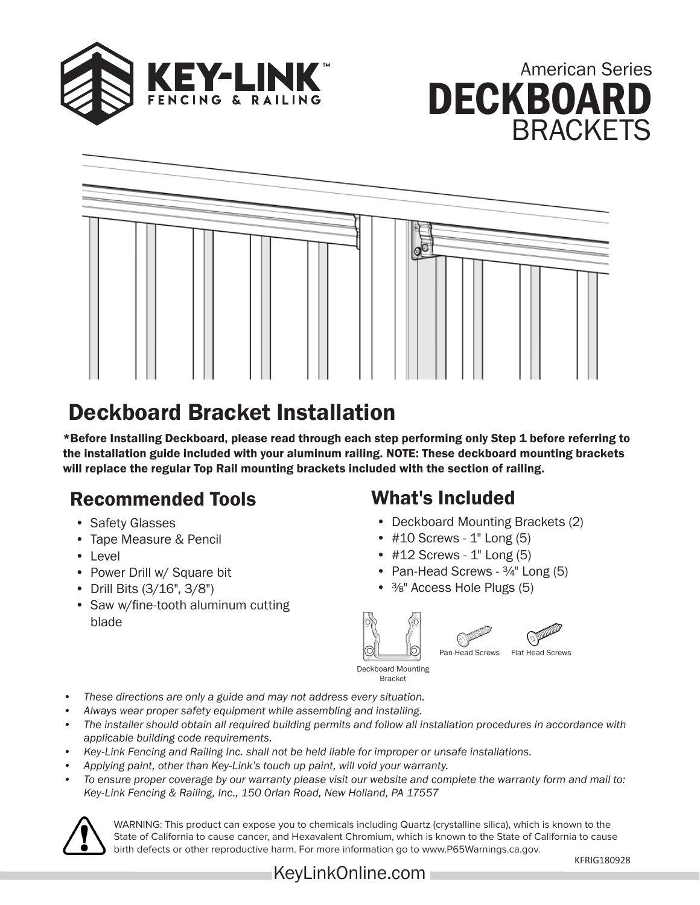# KEY-LINK™ FENCING & RAILING

American Series
# DECKBOARD BRACKETS

## Deckboard Bracket Installation

**\*Before Installing Deckboard, please read through each step performing only Step 1 before referring to the installation guide included with your aluminum railing. NOTE: These deckboard mounting brackets will replace the regular Top Rail mounting brackets included with the section of railing.**

### Recommended Tools

- Safety Glasses
- Tape Measure & Pencil
- Level
- Power Drill w/ Square bit
- Drill Bits (3/16", 3/8")
- Saw w/fine-tooth aluminum cutting blade

### What's Included

- Deckboard Mounting Brackets (2)
- #10 Screws - 1" Long (5)
- #12 Screws - 1" Long (5)
- Pan-Head Screws - ¾" Long (5)
- ⅜" Access Hole Plugs (5)

Deckboard Mounting Bracket

Pan-Head Screws

Flat Head Screws

- *These directions are only a guide and may not address every situation.*
- *Always wear proper safety equipment while assembling and installing.*
- *The installer should obtain all required building permits and follow all installation procedures in accordance with applicable building code requirements.*
- *Key-Link Fencing and Railing Inc. shall not be held liable for improper or unsafe installations.*
- *Applying paint, other than Key-Link's touch up paint, will void your warranty.*
- *To ensure proper coverage by our warranty please visit our website and complete the warranty form and mail to: Key-Link Fencing & Railing, Inc., 150 Orlan Road, New Holland, PA 17557*

WARNING: This product can expose you to chemicals including Quartz (crystalline silica), which is known to the State of California to cause cancer, and Hexavalent Chromium, which is known to the State of California to cause birth defects or other reproductive harm. For more information go to www.P65Warnings.ca.gov.

KFRIG180928

KeyLinkOnline.com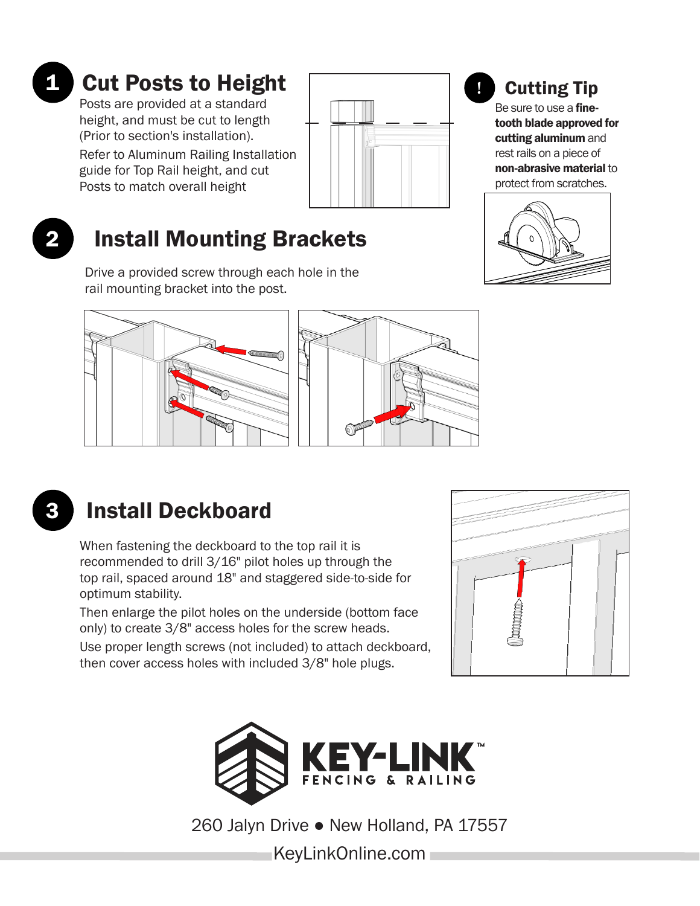## 1 Cut Posts to Height

Posts are provided at a standard height, and must be cut to length (Prior to section's installation).

Refer to Aluminum Railing Installation guide for Top Rail height, and cut Posts to match overall height

### ! Cutting Tip

Be sure to use a **fine-tooth blade approved for cutting aluminum** and rest rails on a piece of **non-abrasive material** to protect from scratches.

## 2 Install Mounting Brackets

Drive a provided screw through each hole in the rail mounting bracket into the post.

## 3 Install Deckboard

When fastening the deckboard to the top rail it is recommended to drill 3/16" pilot holes up through the top rail, spaced around 18" and staggered side-to-side for optimum stability.

Then enlarge the pilot holes on the underside (bottom face only) to create 3/8" access holes for the screw heads.

Use proper length screws (not included) to attach deckboard, then cover access holes with included 3/8" hole plugs.

**KEY-LINK™**
FENCING & RAILING

260 Jalyn Drive • New Holland, PA 17557

KeyLinkOnline.com